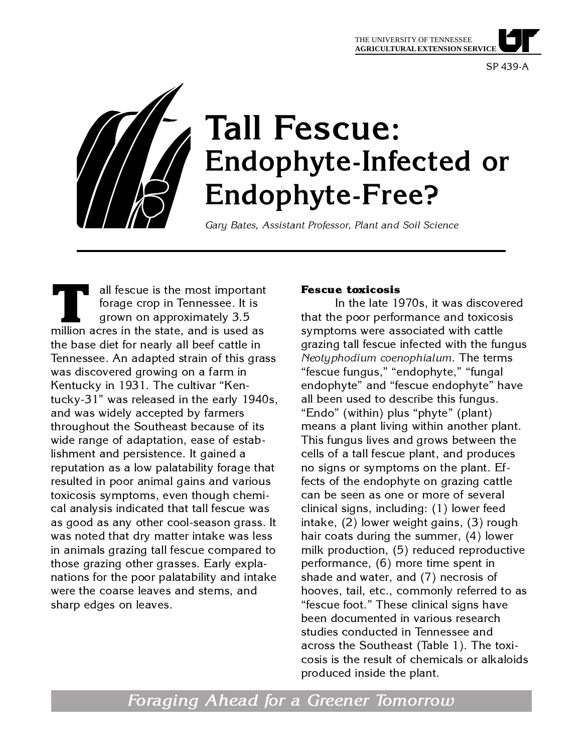THE UNIVERSITY OF TENNESSEE
AGRICULTURAL EXTENSION SERVICE

SP 439-A

# Tall Fescue: Endophyte-Infected or Endophyte-Free?

*Gary Bates, Assistant Professor, Plant and Soil Science*

Tall fescue is the most important forage crop in Tennessee. It is grown on approximately 3.5 million acres in the state, and is used as the base diet for nearly all beef cattle in Tennessee. An adapted strain of this grass was discovered growing on a farm in Kentucky in 1931. The cultivar "Kentucky-31" was released in the early 1940s, and was widely accepted by farmers throughout the Southeast because of its wide range of adaptation, ease of establishment and persistence. It gained a reputation as a low palatability forage that resulted in poor animal gains and various toxicosis symptoms, even though chemical analysis indicated that tall fescue was as good as any other cool-season grass. It was noted that dry matter intake was less in animals grazing tall fescue compared to those grazing other grasses. Early explanations for the poor palatability and intake were the coarse leaves and stems, and sharp edges on leaves.

## Fescue toxicosis

In the late 1970s, it was discovered that the poor performance and toxicosis symptoms were associated with cattle grazing tall fescue infected with the fungus *Neotyphodium coenophialum*. The terms "fescue fungus," "endophyte," "fungal endophyte" and "fescue endophyte" have all been used to describe this fungus. "Endo" (within) plus "phyte" (plant) means a plant living within another plant. This fungus lives and grows between the cells of a tall fescue plant, and produces no signs or symptoms on the plant. Effects of the endophyte on grazing cattle can be seen as one or more of several clinical signs, including: (1) lower feed intake, (2) lower weight gains, (3) rough hair coats during the summer, (4) lower milk production, (5) reduced reproductive performance, (6) more time spent in shade and water, and (7) necrosis of hooves, tail, etc., commonly referred to as "fescue foot." These clinical signs have been documented in various research studies conducted in Tennessee and across the Southeast (Table 1). The toxicosis is the result of chemicals or alkaloids produced inside the plant.

Foraging Ahead for a Greener Tomorrow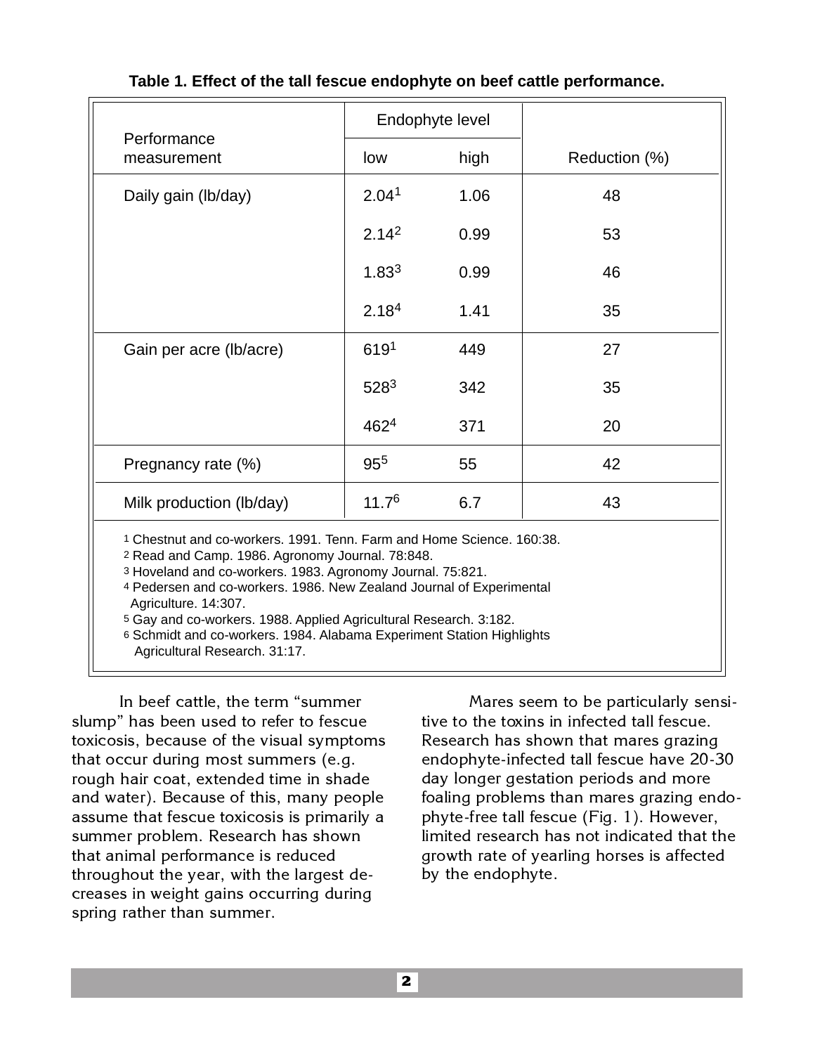**Table 1. Effect of the tall fescue endophyte on beef cattle performance.**

| Performance measurement | Endophyte level | | Reduction (%) |
|---|---|---|---|
| | low | high | |
| Daily gain (lb/day) | 2.04[1] | 1.06 | 48 |
| | 2.14[2] | 0.99 | 53 |
| | 1.83[3] | 0.99 | 46 |
| | 2.18[4] | 1.41 | 35 |
| Gain per acre (lb/acre) | 619[1] | 449 | 27 |
| | 528[3] | 342 | 35 |
| | 462[4] | 371 | 20 |
| Pregnancy rate (%) | 95[5] | 55 | 42 |
| Milk production (lb/day) | 11.7[6] | 6.7 | 43 |

1 Chestnut and co-workers. 1991. Tenn. Farm and Home Science. 160:38.
2 Read and Camp. 1986. Agronomy Journal. 78:848.
3 Hoveland and co-workers. 1983. Agronomy Journal. 75:821.
4 Pedersen and co-workers. 1986. New Zealand Journal of Experimental Agriculture. 14:307.
5 Gay and co-workers. 1988. Applied Agricultural Research. 3:182.
6 Schmidt and co-workers. 1984. Alabama Experiment Station Highlights Agricultural Research. 31:17.

In beef cattle, the term "summer slump" has been used to refer to fescue toxicosis, because of the visual symptoms that occur during most summers (e.g. rough hair coat, extended time in shade and water). Because of this, many people assume that fescue toxicosis is primarily a summer problem. Research has shown that animal performance is reduced throughout the year, with the largest decreases in weight gains occurring during spring rather than summer.

Mares seem to be particularly sensitive to the toxins in infected tall fescue. Research has shown that mares grazing endophyte-infected tall fescue have 20-30 day longer gestation periods and more foaling problems than mares grazing endophyte-free tall fescue (Fig. 1). However, limited research has not indicated that the growth rate of yearling horses is affected by the endophyte.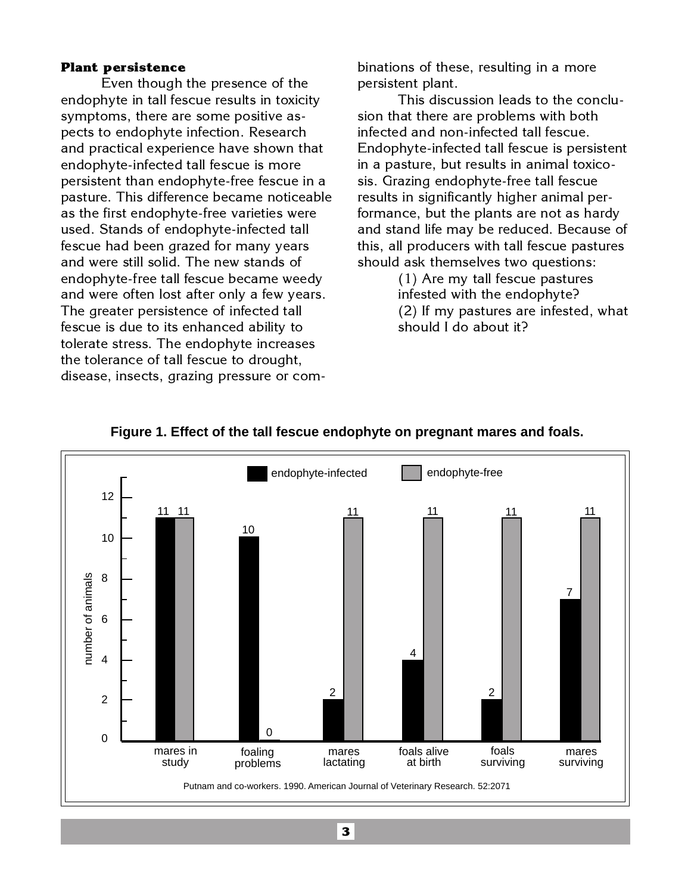**Plant persistence**

Even though the presence of the endophyte in tall fescue results in toxicity symptoms, there are some positive aspects to endophyte infection. Research and practical experience have shown that endophyte-infected tall fescue is more persistent than endophyte-free fescue in a pasture. This difference became noticeable as the first endophyte-free varieties were used. Stands of endophyte-infected tall fescue had been grazed for many years and were still solid. The new stands of endophyte-free tall fescue became weedy and were often lost after only a few years. The greater persistence of infected tall fescue is due to its enhanced ability to tolerate stress. The endophyte increases the tolerance of tall fescue to drought, disease, insects, grazing pressure or combinations of these, resulting in a more persistent plant.

This discussion leads to the conclusion that there are problems with both infected and non-infected tall fescue. Endophyte-infected tall fescue is persistent in a pasture, but results in animal toxicosis. Grazing endophyte-free tall fescue results in significantly higher animal performance, but the plants are not as hardy and stand life may be reduced. Because of this, all producers with tall fescue pastures should ask themselves two questions:

(1) Are my tall fescue pastures infested with the endophyte?
(2) If my pastures are infested, what should I do about it?

**Figure 1. Effect of the tall fescue endophyte on pregnant mares and foals.**

| | endophyte-infected | endophyte-free |
|---|---|---|
| mares in study | 11 | 11 |
| foaling problems | 10 | 0 |
| mares lactating | 2 | 11 |
| foals alive at birth | 4 | 11 |
| foals surviving | 2 | 11 |
| mares surviving | 7 | 11 |

Putnam and co-workers. 1990. American Journal of Veterinary Research. 52:2071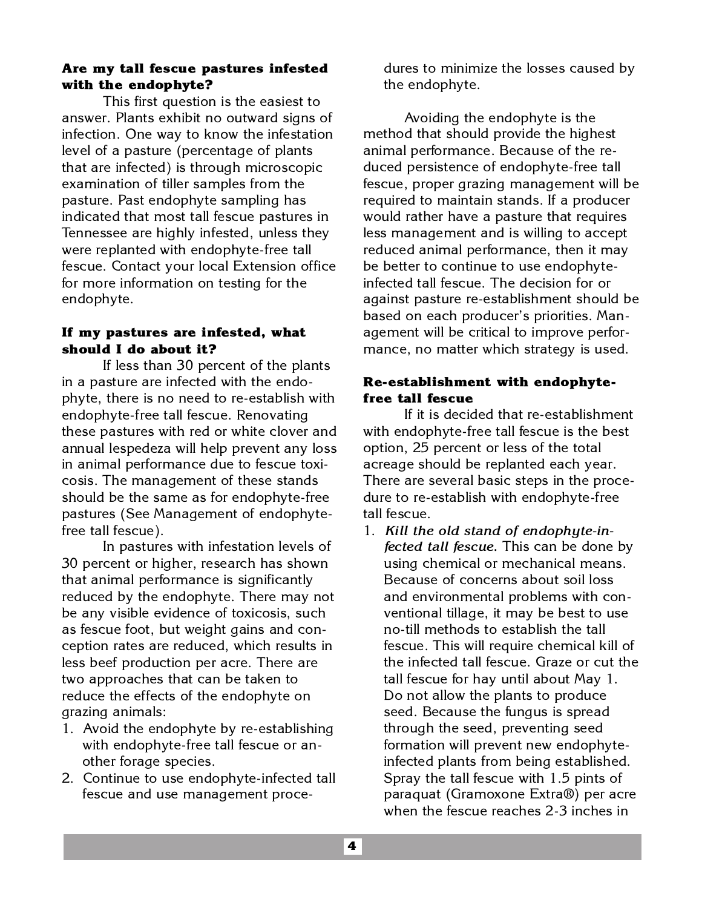**Are my tall fescue pastures infested with the endophyte?**

This first question is the easiest to answer. Plants exhibit no outward signs of infection. One way to know the infestation level of a pasture (percentage of plants that are infected) is through microscopic examination of tiller samples from the pasture. Past endophyte sampling has indicated that most tall fescue pastures in Tennessee are highly infested, unless they were replanted with endophyte-free tall fescue. Contact your local Extension office for more information on testing for the endophyte.

**If my pastures are infested, what should I do about it?**

If less than 30 percent of the plants in a pasture are infected with the endophyte, there is no need to re-establish with endophyte-free tall fescue. Renovating these pastures with red or white clover and annual lespedeza will help prevent any loss in animal performance due to fescue toxicosis. The management of these stands should be the same as for endophyte-free pastures (See Management of endophyte-free tall fescue).

In pastures with infestation levels of 30 percent or higher, research has shown that animal performance is significantly reduced by the endophyte. There may not be any visible evidence of toxicosis, such as fescue foot, but weight gains and conception rates are reduced, which results in less beef production per acre. There are two approaches that can be taken to reduce the effects of the endophyte on grazing animals:

1. Avoid the endophyte by re-establishing with endophyte-free tall fescue or another forage species.
2. Continue to use endophyte-infected tall fescue and use management procedures to minimize the losses caused by the endophyte.

Avoiding the endophyte is the method that should provide the highest animal performance. Because of the reduced persistence of endophyte-free tall fescue, proper grazing management will be required to maintain stands. If a producer would rather have a pasture that requires less management and is willing to accept reduced animal performance, then it may be better to continue to use endophyte-infected tall fescue. The decision for or against pasture re-establishment should be based on each producer's priorities. Management will be critical to improve performance, no matter which strategy is used.

**Re-establishment with endophyte-free tall fescue**

If it is decided that re-establishment with endophyte-free tall fescue is the best option, 25 percent or less of the total acreage should be replanted each year. There are several basic steps in the procedure to re-establish with endophyte-free tall fescue.

1. ***Kill the old stand of endophyte-infected tall fescue.*** This can be done by using chemical or mechanical means. Because of concerns about soil loss and environmental problems with conventional tillage, it may be best to use no-till methods to establish the tall fescue. This will require chemical kill of the infected tall fescue. Graze or cut the tall fescue for hay until about May 1. Do not allow the plants to produce seed. Because the fungus is spread through the seed, preventing seed formation will prevent new endophyte-infected plants from being established. Spray the tall fescue with 1.5 pints of paraquat (Gramoxone Extra®) per acre when the fescue reaches 2-3 inches in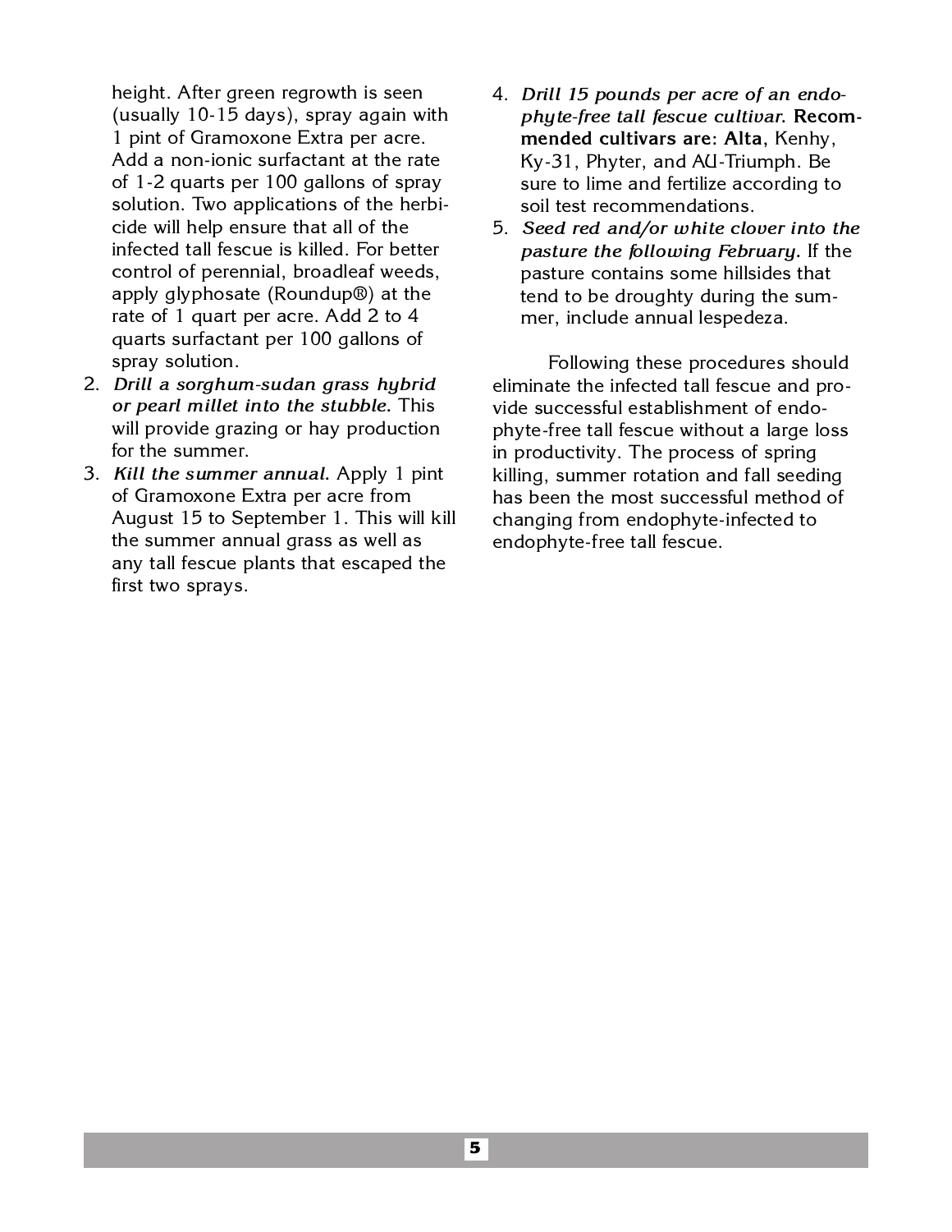height. After green regrowth is seen (usually 10-15 days), spray again with 1 pint of Gramoxone Extra per acre. Add a non-ionic surfactant at the rate of 1-2 quarts per 100 gallons of spray solution. Two applications of the herbicide will help ensure that all of the infected tall fescue is killed. For better control of perennial, broadleaf weeds, apply glyphosate (Roundup®) at the rate of 1 quart per acre. Add 2 to 4 quarts surfactant per 100 gallons of spray solution.

2. ***Drill a sorghum-sudan grass hybrid or pearl millet into the stubble.*** This will provide grazing or hay production for the summer.
3. ***Kill the summer annual.*** Apply 1 pint of Gramoxone Extra per acre from August 15 to September 1. This will kill the summer annual grass as well as any tall fescue plants that escaped the first two sprays.
4. ***Drill 15 pounds per acre of an endophyte-free tall fescue cultivar.*** **Recommended cultivars are: Alta**, Kenhy, Ky-31, Phyter, and AU-Triumph. Be sure to lime and fertilize according to soil test recommendations.
5. ***Seed red and/or white clover into the pasture the following February.*** If the pasture contains some hillsides that tend to be droughty during the summer, include annual lespedeza.

Following these procedures should eliminate the infected tall fescue and provide successful establishment of endophyte-free tall fescue without a large loss in productivity. The process of spring killing, summer rotation and fall seeding has been the most successful method of changing from endophyte-infected to endophyte-free tall fescue.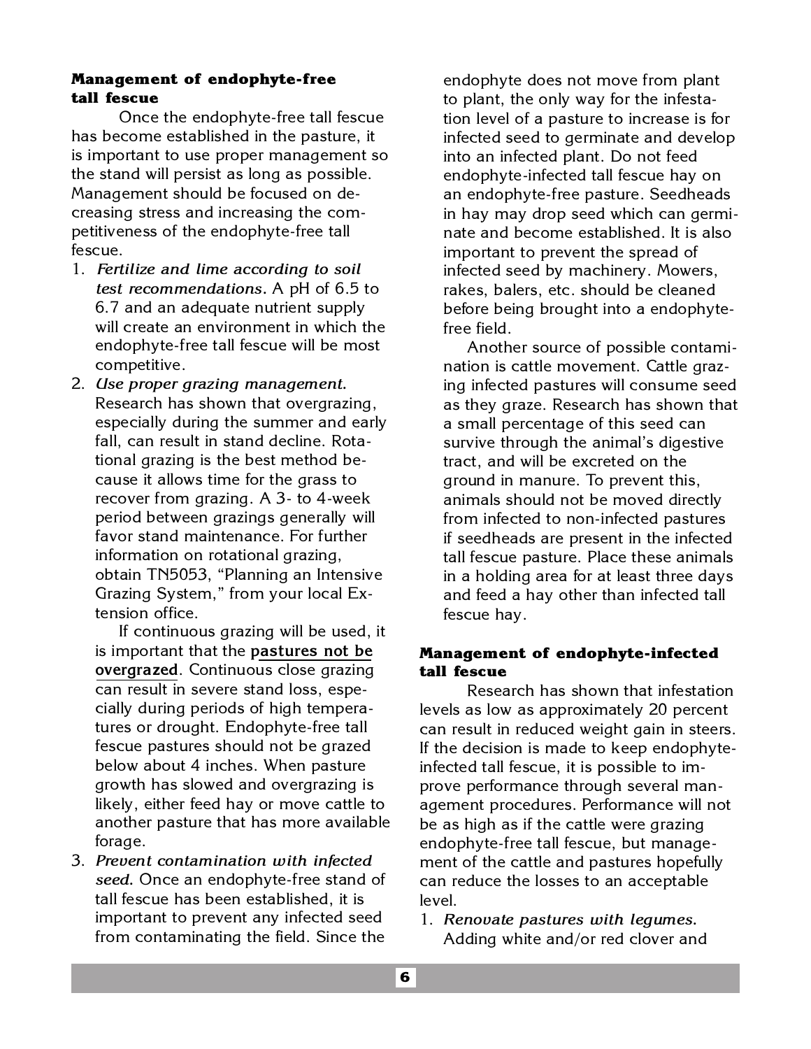**Management of endophyte-free tall fescue**

Once the endophyte-free tall fescue has become established in the pasture, it is important to use proper management so the stand will persist as long as possible. Management should be focused on decreasing stress and increasing the competitiveness of the endophyte-free tall fescue.

1. *Fertilize and lime according to soil test recommendations.* A pH of 6.5 to 6.7 and an adequate nutrient supply will create an environment in which the endophyte-free tall fescue will be most competitive.
2. *Use proper grazing management.* Research has shown that overgrazing, especially during the summer and early fall, can result in stand decline. Rotational grazing is the best method because it allows time for the grass to recover from grazing. A 3- to 4-week period between grazings generally will favor stand maintenance. For further information on rotational grazing, obtain TN5053, "Planning an Intensive Grazing System," from your local Extension office.

   If continuous grazing will be used, it is important that the **pastures not be overgrazed**. Continuous close grazing can result in severe stand loss, especially during periods of high temperatures or drought. Endophyte-free tall fescue pastures should not be grazed below about 4 inches. When pasture growth has slowed and overgrazing is likely, either feed hay or move cattle to another pasture that has more available forage.
3. *Prevent contamination with infected seed.* Once an endophyte-free stand of tall fescue has been established, it is important to prevent any infected seed from contaminating the field. Since the endophyte does not move from plant to plant, the only way for the infestation level of a pasture to increase is for infected seed to germinate and develop into an infected plant. Do not feed endophyte-infected tall fescue hay on an endophyte-free pasture. Seedheads in hay may drop seed which can germinate and become established. It is also important to prevent the spread of infected seed by machinery. Mowers, rakes, balers, etc. should be cleaned before being brought into a endophyte-free field.

   Another source of possible contamination is cattle movement. Cattle grazing infected pastures will consume seed as they graze. Research has shown that a small percentage of this seed can survive through the animal's digestive tract, and will be excreted on the ground in manure. To prevent this, animals should not be moved directly from infected to non-infected pastures if seedheads are present in the infected tall fescue pasture. Place these animals in a holding area for at least three days and feed a hay other than infected tall fescue hay.

**Management of endophyte-infected tall fescue**

Research has shown that infestation levels as low as approximately 20 percent can result in reduced weight gain in steers. If the decision is made to keep endophyte-infected tall fescue, it is possible to improve performance through several management procedures. Performance will not be as high as if the cattle were grazing endophyte-free tall fescue, but management of the cattle and pastures hopefully can reduce the losses to an acceptable level.

1. *Renovate pastures with legumes.* Adding white and/or red clover and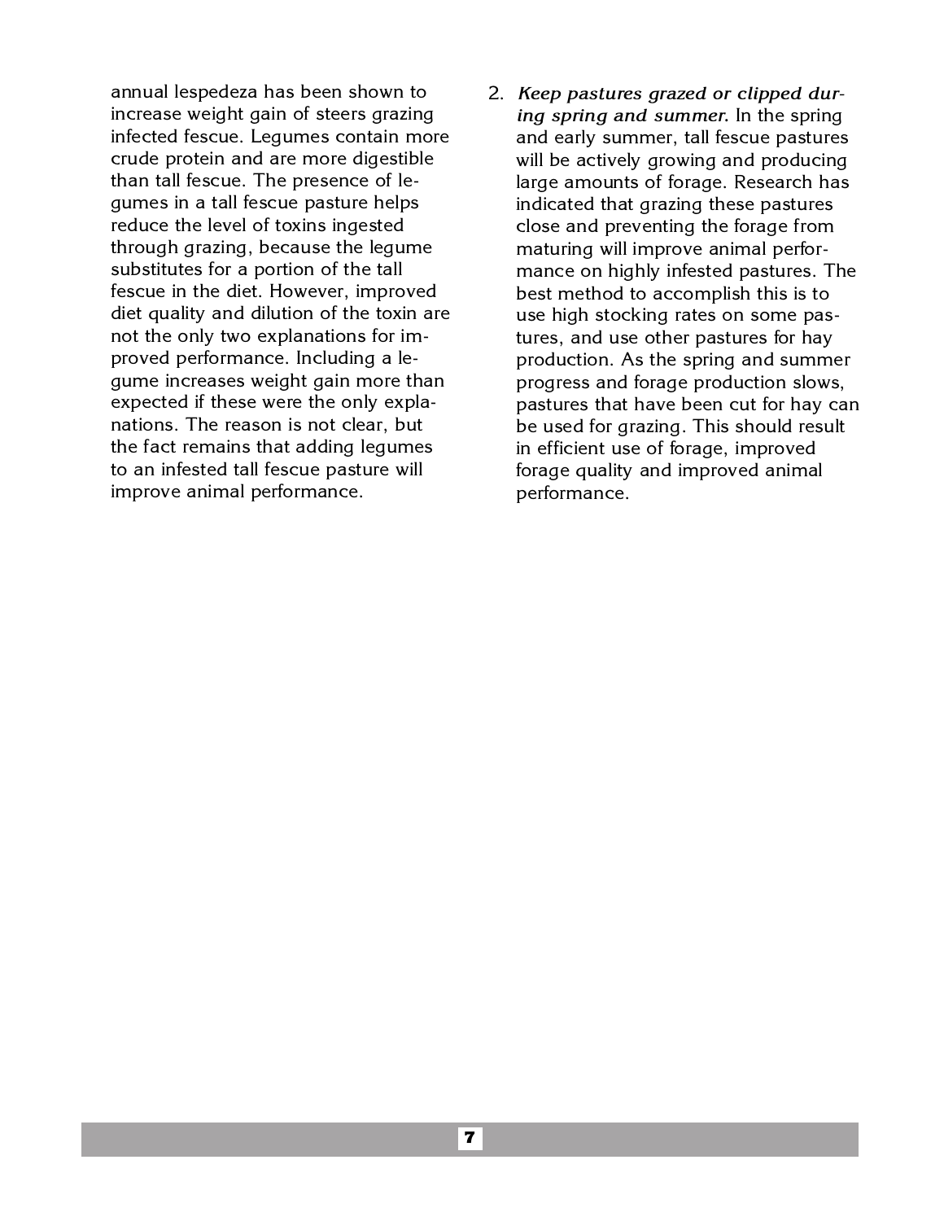annual lespedeza has been shown to increase weight gain of steers grazing infected fescue. Legumes contain more crude protein and are more digestible than tall fescue. The presence of legumes in a tall fescue pasture helps reduce the level of toxins ingested through grazing, because the legume substitutes for a portion of the tall fescue in the diet. However, improved diet quality and dilution of the toxin are not the only two explanations for improved performance. Including a legume increases weight gain more than expected if these were the only explanations. The reason is not clear, but the fact remains that adding legumes to an infested tall fescue pasture will improve animal performance.

2. ***Keep pastures grazed or clipped during spring and summer.*** In the spring and early summer, tall fescue pastures will be actively growing and producing large amounts of forage. Research has indicated that grazing these pastures close and preventing the forage from maturing will improve animal performance on highly infested pastures. The best method to accomplish this is to use high stocking rates on some pastures, and use other pastures for hay production. As the spring and summer progress and forage production slows, pastures that have been cut for hay can be used for grazing. This should result in efficient use of forage, improved forage quality and improved animal performance.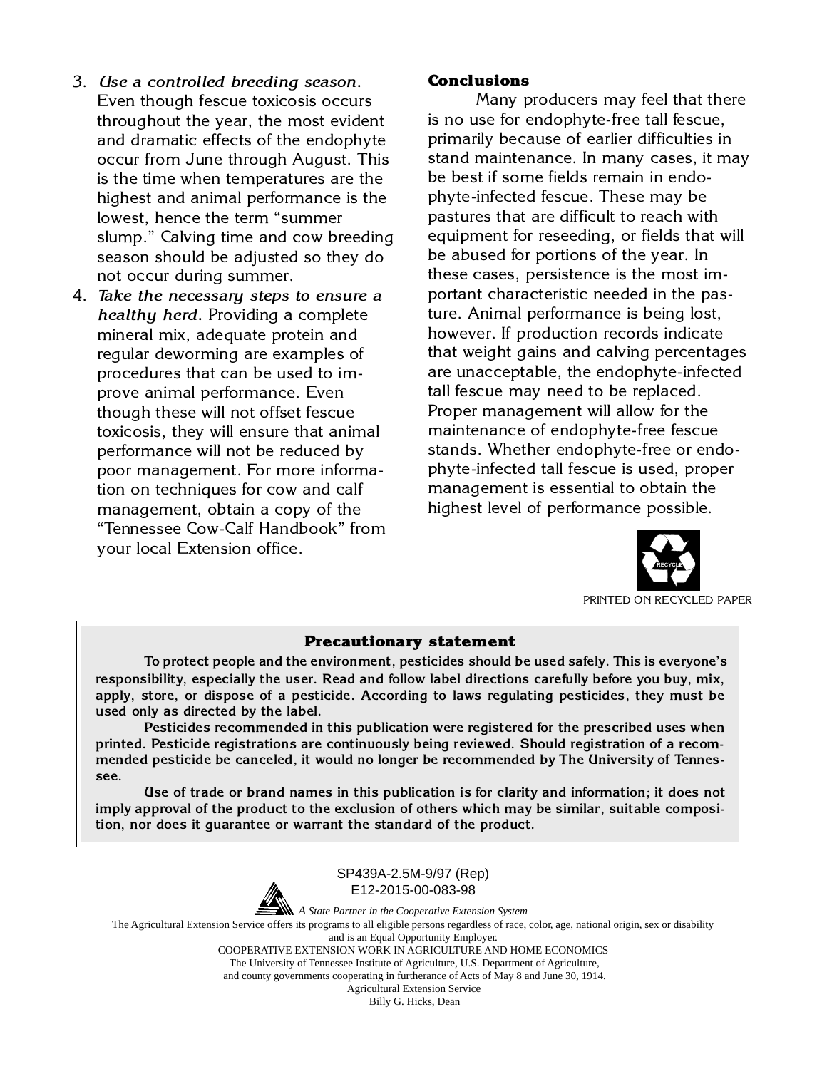3. *Use a controlled breeding season.* Even though fescue toxicosis occurs throughout the year, the most evident and dramatic effects of the endophyte occur from June through August. This is the time when temperatures are the highest and animal performance is the lowest, hence the term "summer slump." Calving time and cow breeding season should be adjusted so they do not occur during summer.
4. *Take the necessary steps to ensure a healthy herd.* Providing a complete mineral mix, adequate protein and regular deworming are examples of procedures that can be used to improve animal performance. Even though these will not offset fescue toxicosis, they will ensure that animal performance will not be reduced by poor management. For more information on techniques for cow and calf management, obtain a copy of the "Tennessee Cow-Calf Handbook" from your local Extension office.

## Conclusions

Many producers may feel that there is no use for endophyte-free tall fescue, primarily because of earlier difficulties in stand maintenance. In many cases, it may be best if some fields remain in endophyte-infected fescue. These may be pastures that are difficult to reach with equipment for reseeding, or fields that will be abused for portions of the year. In these cases, persistence is the most important characteristic needed in the pasture. Animal performance is being lost, however. If production records indicate that weight gains and calving percentages are unacceptable, the endophyte-infected tall fescue may need to be replaced. Proper management will allow for the maintenance of endophyte-free fescue stands. Whether endophyte-free or endophyte-infected tall fescue is used, proper management is essential to obtain the highest level of performance possible.

PRINTED ON RECYCLED PAPER

**Precautionary statement**

**To protect people and the environment, pesticides should be used safely. This is everyone's responsibility, especially the user. Read and follow label directions carefully before you buy, mix, apply, store, or dispose of a pesticide. According to laws regulating pesticides, they must be used only as directed by the label.**

**Pesticides recommended in this publication were registered for the prescribed uses when printed. Pesticide registrations are continuously being reviewed. Should registration of a recommended pesticide be canceled, it would no longer be recommended by The University of Tennessee.**

**Use of trade or brand names in this publication is for clarity and information; it does not imply approval of the product to the exclusion of others which may be similar, suitable composition, nor does it guarantee or warrant the standard of the product.**

SP439A-2.5M-9/97 (Rep)
E12-2015-00-083-98

*A State Partner in the Cooperative Extension System*

The Agricultural Extension Service offers its programs to all eligible persons regardless of race, color, age, national origin, sex or disability and is an Equal Opportunity Employer.

COOPERATIVE EXTENSION WORK IN AGRICULTURE AND HOME ECONOMICS
The University of Tennessee Institute of Agriculture, U.S. Department of Agriculture, and county governments cooperating in furtherance of Acts of May 8 and June 30, 1914.
Agricultural Extension Service
Billy G. Hicks, Dean